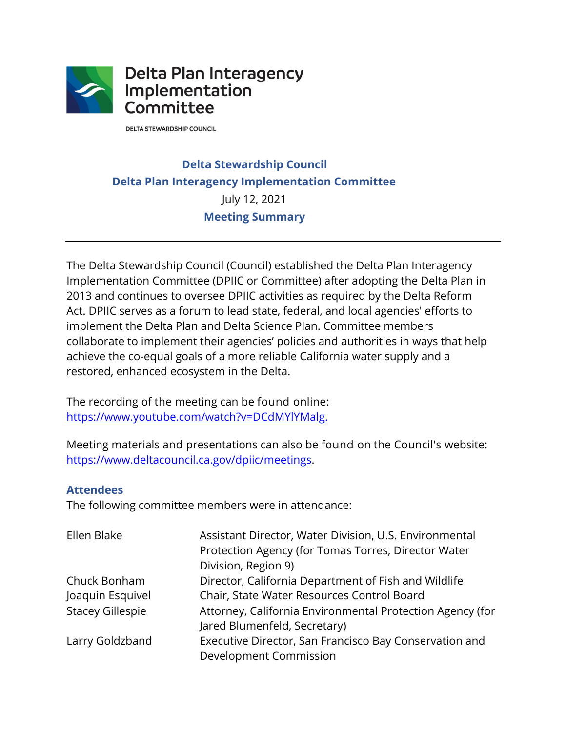# Delta Plan Interagency Implementation Committee

DELTA STEWARDSHIP COUNCIL

## Delta Stewardship Council
## Delta Plan Interagency Implementation Committee

July 12, 2021

## Meeting Summary

---

The Delta Stewardship Council (Council) established the Delta Plan Interagency Implementation Committee (DPIIC or Committee) after adopting the Delta Plan in 2013 and continues to oversee DPIIC activities as required by the Delta Reform Act. DPIIC serves as a forum to lead state, federal, and local agencies' efforts to implement the Delta Plan and Delta Science Plan. Committee members collaborate to implement their agencies' policies and authorities in ways that help achieve the co-equal goals of a more reliable California water supply and a restored, enhanced ecosystem in the Delta.

The recording of the meeting can be found online: https://www.youtube.com/watch?v=DCdMYlYMalg.

Meeting materials and presentations can also be found on the Council's website: https://www.deltacouncil.ca.gov/dpiic/meetings.

### Attendees

The following committee members were in attendance:

| | |
|---|---|
| Ellen Blake | Assistant Director, Water Division, U.S. Environmental Protection Agency (for Tomas Torres, Director Water Division, Region 9) |
| Chuck Bonham | Director, California Department of Fish and Wildlife |
| Joaquin Esquivel | Chair, State Water Resources Control Board |
| Stacey Gillespie | Attorney, California Environmental Protection Agency (for Jared Blumenfeld, Secretary) |
| Larry Goldzband | Executive Director, San Francisco Bay Conservation and Development Commission |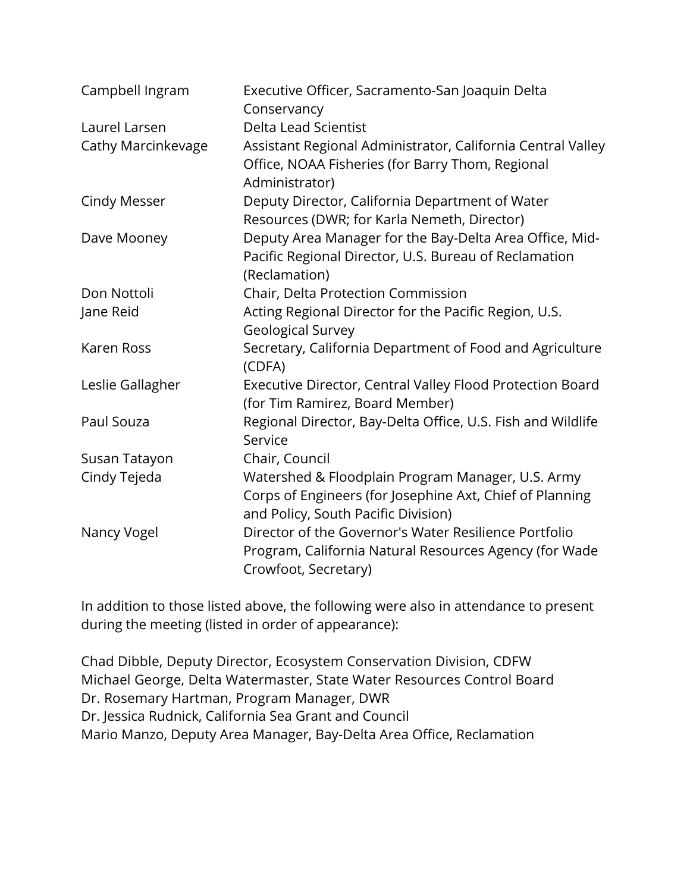| | |
|---|---|
| Campbell Ingram | Executive Officer, Sacramento-San Joaquin Delta Conservancy |
| Laurel Larsen | Delta Lead Scientist |
| Cathy Marcinkevage | Assistant Regional Administrator, California Central Valley Office, NOAA Fisheries (for Barry Thom, Regional Administrator) |
| Cindy Messer | Deputy Director, California Department of Water Resources (DWR; for Karla Nemeth, Director) |
| Dave Mooney | Deputy Area Manager for the Bay-Delta Area Office, Mid-Pacific Regional Director, U.S. Bureau of Reclamation (Reclamation) |
| Don Nottoli | Chair, Delta Protection Commission |
| Jane Reid | Acting Regional Director for the Pacific Region, U.S. Geological Survey |
| Karen Ross | Secretary, California Department of Food and Agriculture (CDFA) |
| Leslie Gallagher | Executive Director, Central Valley Flood Protection Board (for Tim Ramirez, Board Member) |
| Paul Souza | Regional Director, Bay-Delta Office, U.S. Fish and Wildlife Service |
| Susan Tatayon | Chair, Council |
| Cindy Tejeda | Watershed & Floodplain Program Manager, U.S. Army Corps of Engineers (for Josephine Axt, Chief of Planning and Policy, South Pacific Division) |
| Nancy Vogel | Director of the Governor's Water Resilience Portfolio Program, California Natural Resources Agency (for Wade Crowfoot, Secretary) |

In addition to those listed above, the following were also in attendance to present during the meeting (listed in order of appearance):

Chad Dibble, Deputy Director, Ecosystem Conservation Division, CDFW
Michael George, Delta Watermaster, State Water Resources Control Board
Dr. Rosemary Hartman, Program Manager, DWR
Dr. Jessica Rudnick, California Sea Grant and Council
Mario Manzo, Deputy Area Manager, Bay-Delta Area Office, Reclamation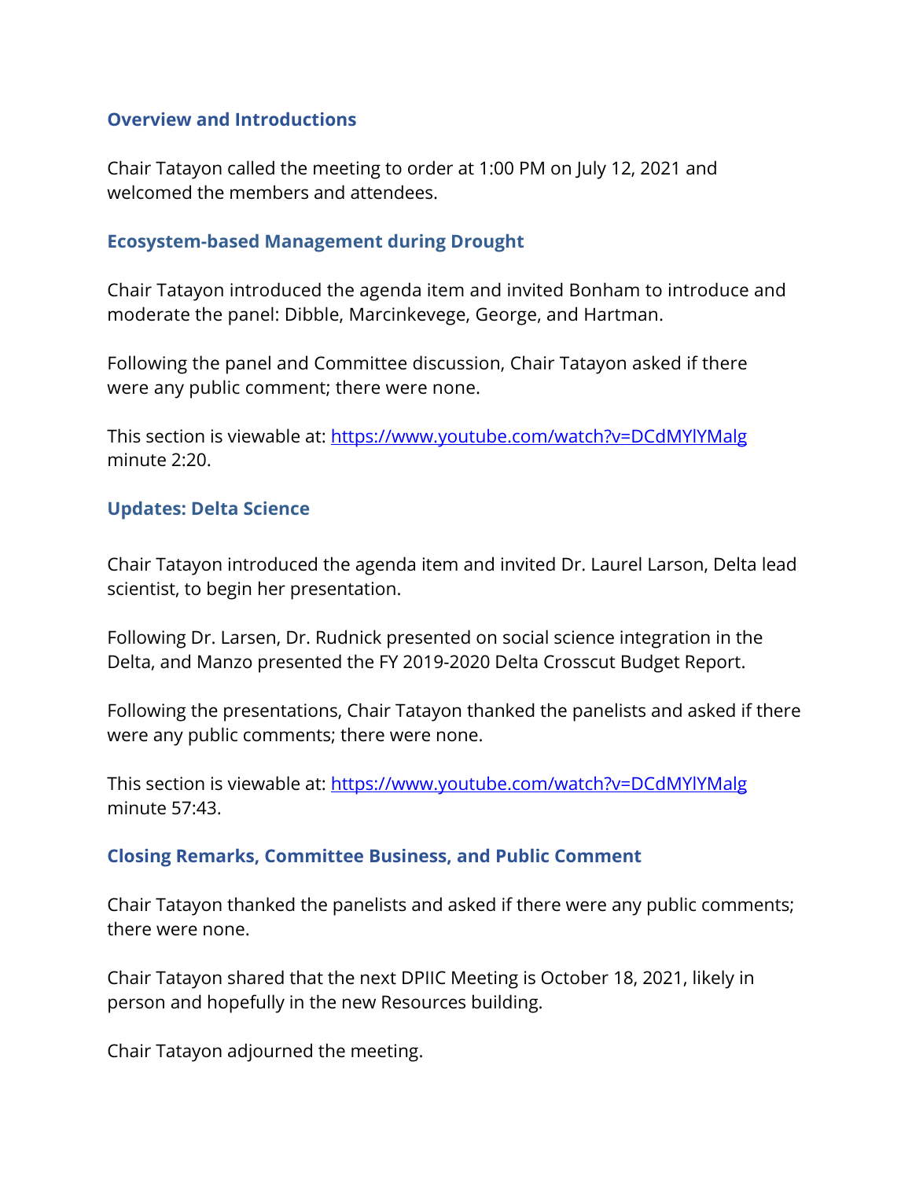## Overview and Introductions

Chair Tatayon called the meeting to order at 1:00 PM on July 12, 2021 and welcomed the members and attendees.

## Ecosystem-based Management during Drought

Chair Tatayon introduced the agenda item and invited Bonham to introduce and moderate the panel: Dibble, Marcinkevege, George, and Hartman.

Following the panel and Committee discussion, Chair Tatayon asked if there were any public comment; there were none.

This section is viewable at: [https://www.youtube.com/watch?v=DCdMYlYMalg](https://www.youtube.com/watch?v=DCdMYlYMalg) minute 2:20.

## Updates: Delta Science

Chair Tatayon introduced the agenda item and invited Dr. Laurel Larson, Delta lead scientist, to begin her presentation.

Following Dr. Larsen, Dr. Rudnick presented on social science integration in the Delta, and Manzo presented the FY 2019-2020 Delta Crosscut Budget Report.

Following the presentations, Chair Tatayon thanked the panelists and asked if there were any public comments; there were none.

This section is viewable at: [https://www.youtube.com/watch?v=DCdMYlYMalg](https://www.youtube.com/watch?v=DCdMYlYMalg) minute 57:43.

## Closing Remarks, Committee Business, and Public Comment

Chair Tatayon thanked the panelists and asked if there were any public comments; there were none.

Chair Tatayon shared that the next DPIIC Meeting is October 18, 2021, likely in person and hopefully in the new Resources building.

Chair Tatayon adjourned the meeting.